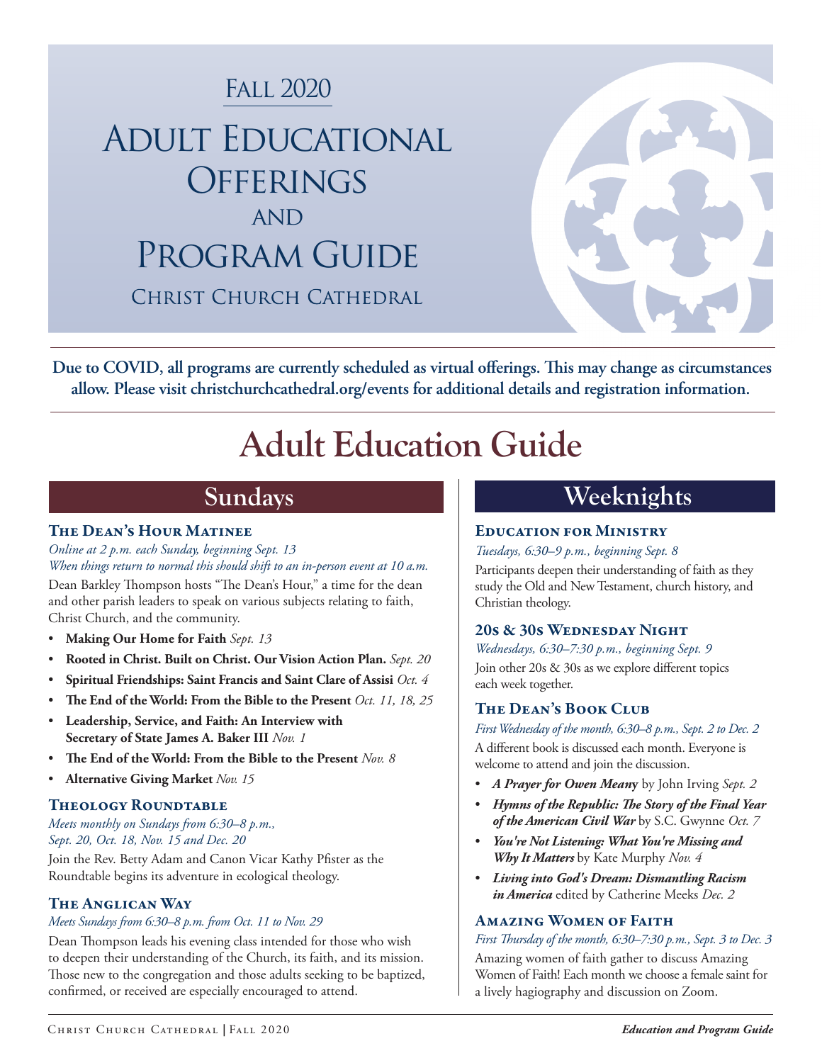# Fall 2020

# Adult Educational Offerings and Program Guide

## Christ Church Cathedral

**Due to COVID, all programs are currently scheduled as virtual offerings. This may change as circumstances allow. Please visit christchurchcathedral.org/events for additional details and registration information.**

# Adult Education Guide

## Sundays

### The Dean's Hour Matinee

*Online at 2 p.m. each Sunday, beginning Sept. 13*
*When things return to normal this should shift to an in-person event at 10 a.m.*

Dean Barkley Thompson hosts "The Dean's Hour," a time for the dean and other parish leaders to speak on various subjects relating to faith, Christ Church, and the community.

- **Making Our Home for Faith** *Sept. 13*
- **Rooted in Christ. Built on Christ. Our Vision Action Plan.** *Sept. 20*
- **Spiritual Friendships: Saint Francis and Saint Clare of Assisi** *Oct. 4*
- **The End of the World: From the Bible to the Present** *Oct. 11, 18, 25*
- **Leadership, Service, and Faith: An Interview with Secretary of State James A. Baker III** *Nov. 1*
- **The End of the World: From the Bible to the Present** *Nov. 8*
- **Alternative Giving Market** *Nov. 15*

### Theology Roundtable

*Meets monthly on Sundays from 6:30–8 p.m., Sept. 20, Oct. 18, Nov. 15 and Dec. 20*

Join the Rev. Betty Adam and Canon Vicar Kathy Pfister as the Roundtable begins its adventure in ecological theology.

### The Anglican Way

*Meets Sundays from 6:30–8 p.m. from Oct. 11 to Nov. 29*

Dean Thompson leads his evening class intended for those who wish to deepen their understanding of the Church, its faith, and its mission. Those new to the congregation and those adults seeking to be baptized, confirmed, or received are especially encouraged to attend.

## Weeknights

### Education for Ministry

*Tuesdays, 6:30–9 p.m., beginning Sept. 8*

Participants deepen their understanding of faith as they study the Old and New Testament, church history, and Christian theology.

### 20s & 30s Wednesday Night

*Wednesdays, 6:30–7:30 p.m., beginning Sept. 9*

Join other 20s & 30s as we explore different topics each week together.

### The Dean's Book Club

*First Wednesday of the month, 6:30–8 p.m., Sept. 2 to Dec. 2*

A different book is discussed each month. Everyone is welcome to attend and join the discussion.

- ***A Prayer for Owen Meany*** by John Irving *Sept. 2*
- ***Hymns of the Republic: The Story of the Final Year of the American Civil War*** by S.C. Gwynne *Oct. 7*
- ***You're Not Listening: What You're Missing and Why It Matters*** by Kate Murphy *Nov. 4*
- ***Living into God's Dream: Dismantling Racism in America*** edited by Catherine Meeks *Dec. 2*

### Amazing Women of Faith

*First Thursday of the month, 6:30–7:30 p.m., Sept. 3 to Dec. 3*

Amazing women of faith gather to discuss Amazing Women of Faith! Each month we choose a female saint for a lively hagiography and discussion on Zoom.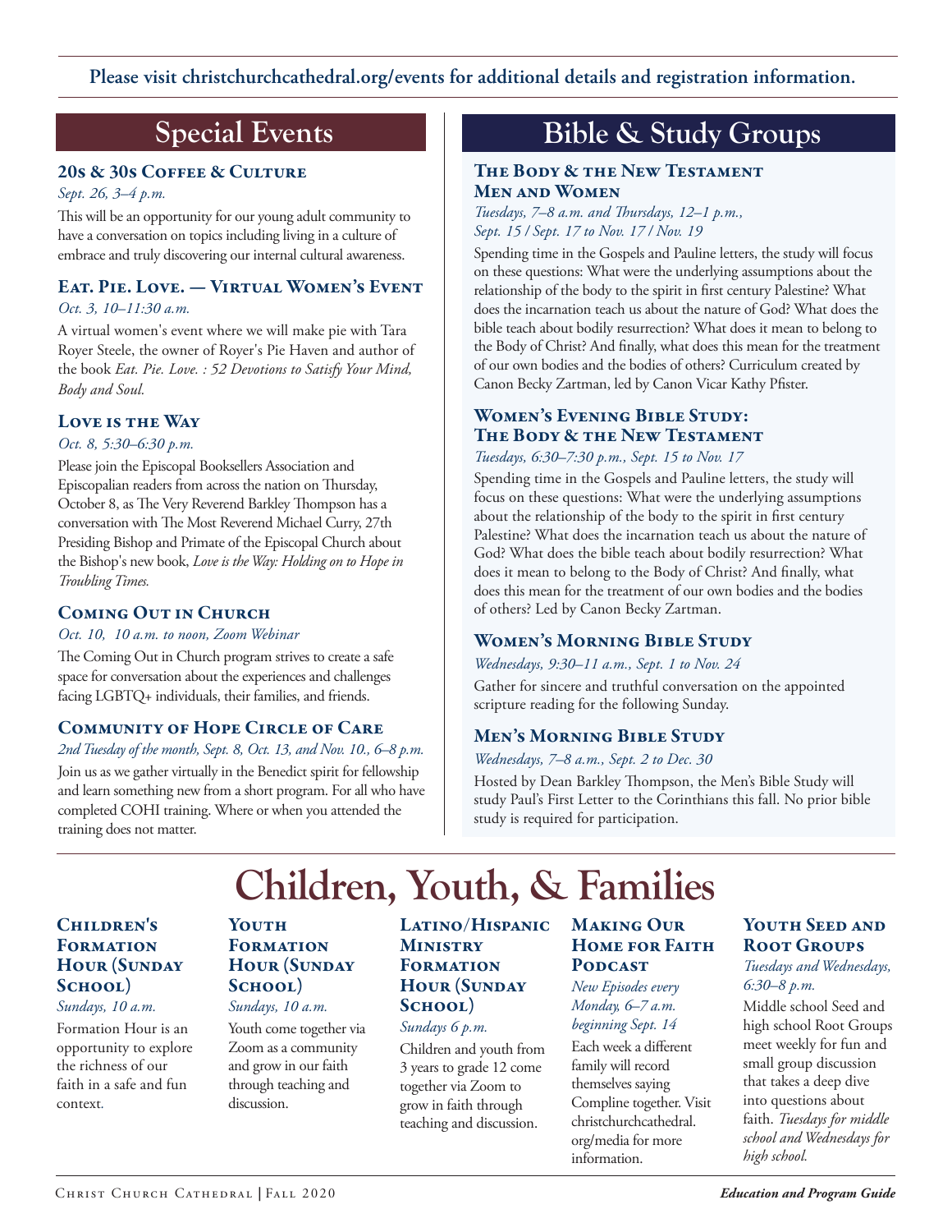**Please visit christchurchcathedral.org/events for additional details and registration information.**

## Special Events

### 20s & 30s Coffee & Culture

*Sept. 26, 3–4 p.m.*

This will be an opportunity for our young adult community to have a conversation on topics including living in a culture of embrace and truly discovering our internal cultural awareness.

### Eat. Pie. Love. — Virtual Women's Event

*Oct. 3, 10–11:30 a.m.*

A virtual women's event where we will make pie with Tara Royer Steele, the owner of Royer's Pie Haven and author of the book *Eat. Pie. Love. : 52 Devotions to Satisfy Your Mind, Body and Soul.*

### Love is the Way

*Oct. 8, 5:30–6:30 p.m.*

Please join the Episcopal Booksellers Association and Episcopalian readers from across the nation on Thursday, October 8, as The Very Reverend Barkley Thompson has a conversation with The Most Reverend Michael Curry, 27th Presiding Bishop and Primate of the Episcopal Church about the Bishop's new book, *Love is the Way: Holding on to Hope in Troubling Times.*

### Coming Out in Church

*Oct. 10, 10 a.m. to noon, Zoom Webinar*

The Coming Out in Church program strives to create a safe space for conversation about the experiences and challenges facing LGBTQ+ individuals, their families, and friends.

### Community of Hope Circle of Care

*2nd Tuesday of the month, Sept. 8, Oct. 13, and Nov. 10., 6–8 p.m.*

Join us as we gather virtually in the Benedict spirit for fellowship and learn something new from a short program. For all who have completed COHI training. Where or when you attended the training does not matter.

## Bible & Study Groups

### The Body & the New Testament Men and Women

*Tuesdays, 7–8 a.m. and Thursdays, 12–1 p.m., Sept. 15 / Sept. 17 to Nov. 17 / Nov. 19*

Spending time in the Gospels and Pauline letters, the study will focus on these questions: What were the underlying assumptions about the relationship of the body to the spirit in first century Palestine? What does the incarnation teach us about the nature of God? What does the bible teach about bodily resurrection? What does it mean to belong to the Body of Christ? And finally, what does this mean for the treatment of our own bodies and the bodies of others? Curriculum created by Canon Becky Zartman, led by Canon Vicar Kathy Pfister.

### Women's Evening Bible Study: The Body & the New Testament

*Tuesdays, 6:30–7:30 p.m., Sept. 15 to Nov. 17*

Spending time in the Gospels and Pauline letters, the study will focus on these questions: What were the underlying assumptions about the relationship of the body to the spirit in first century Palestine? What does the incarnation teach us about the nature of God? What does the bible teach about bodily resurrection? What does it mean to belong to the Body of Christ? And finally, what does this mean for the treatment of our own bodies and the bodies of others? Led by Canon Becky Zartman.

### Women's Morning Bible Study

*Wednesdays, 9:30–11 a.m., Sept. 1 to Nov. 24*

Gather for sincere and truthful conversation on the appointed scripture reading for the following Sunday.

### Men's Morning Bible Study

*Wednesdays, 7–8 a.m., Sept. 2 to Dec. 30*

Hosted by Dean Barkley Thompson, the Men's Bible Study will study Paul's First Letter to the Corinthians this fall. No prior bible study is required for participation.

# Children, Youth, & Families

### Children's Formation Hour (Sunday School)

*Sundays, 10 a.m.*

Formation Hour is an opportunity to explore the richness of our faith in a safe and fun context.

### Youth Formation Hour (Sunday School)

*Sundays, 10 a.m.*

Youth come together via Zoom as a community and grow in our faith through teaching and discussion.

### Latino/Hispanic Ministry Formation Hour (Sunday School)

*Sundays 6 p.m.*

Children and youth from 3 years to grade 12 come together via Zoom to grow in faith through teaching and discussion.

### Making Our Home for Faith Podcast

*New Episodes every Monday, 6–7 a.m. beginning Sept. 14*

Each week a different family will record themselves saying Compline together. Visit christchurchcathedral.org/media for more information.

### Youth Seed and Root Groups

*Tuesdays and Wednesdays, 6:30–8 p.m.*

Middle school Seed and high school Root Groups meet weekly for fun and small group discussion that takes a deep dive into questions about faith. *Tuesdays for middle school and Wednesdays for high school.*